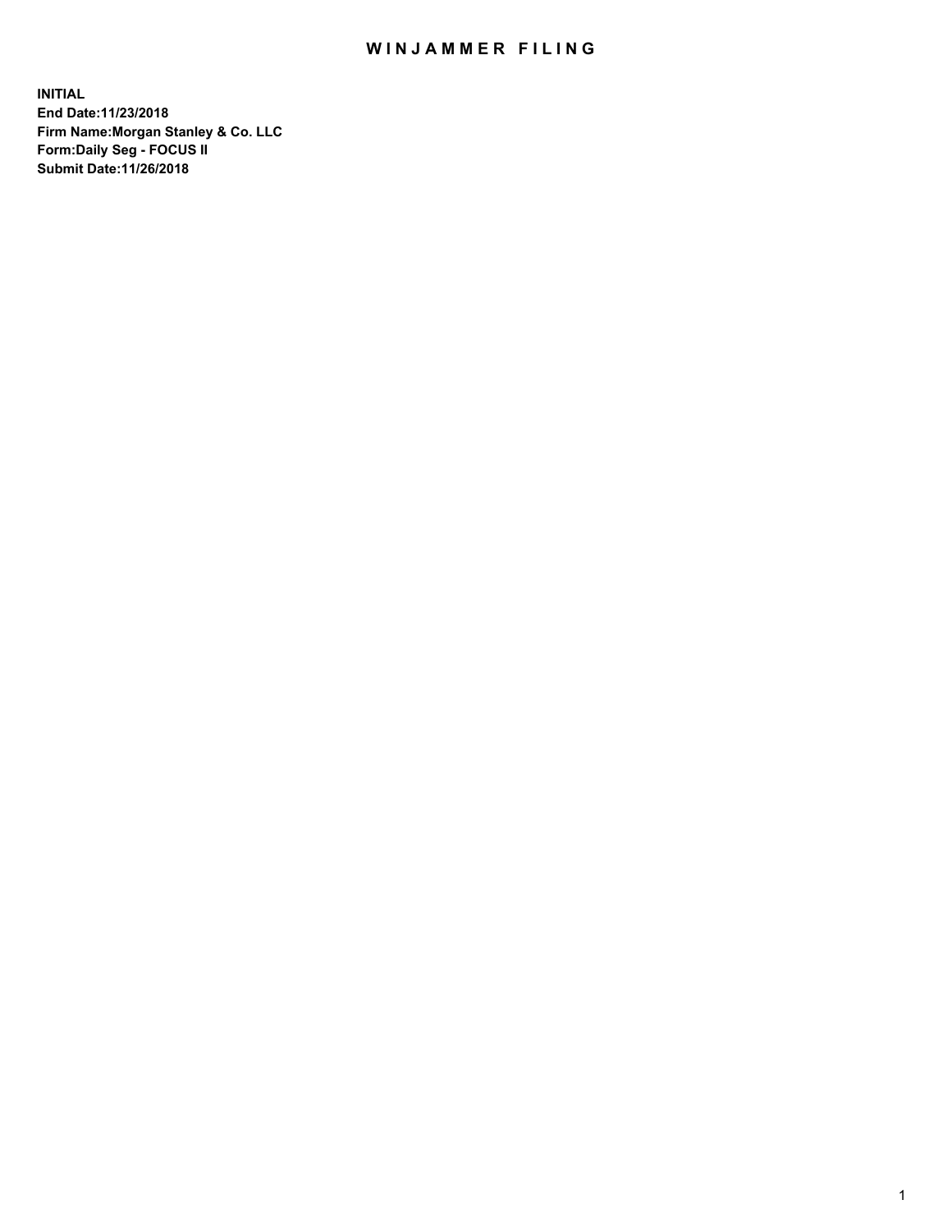# WINJAMMER FILING

**INITIAL**
**End Date:11/23/2018**
**Firm Name:Morgan Stanley & Co. LLC**
**Form:Daily Seg - FOCUS II**
**Submit Date:11/26/2018**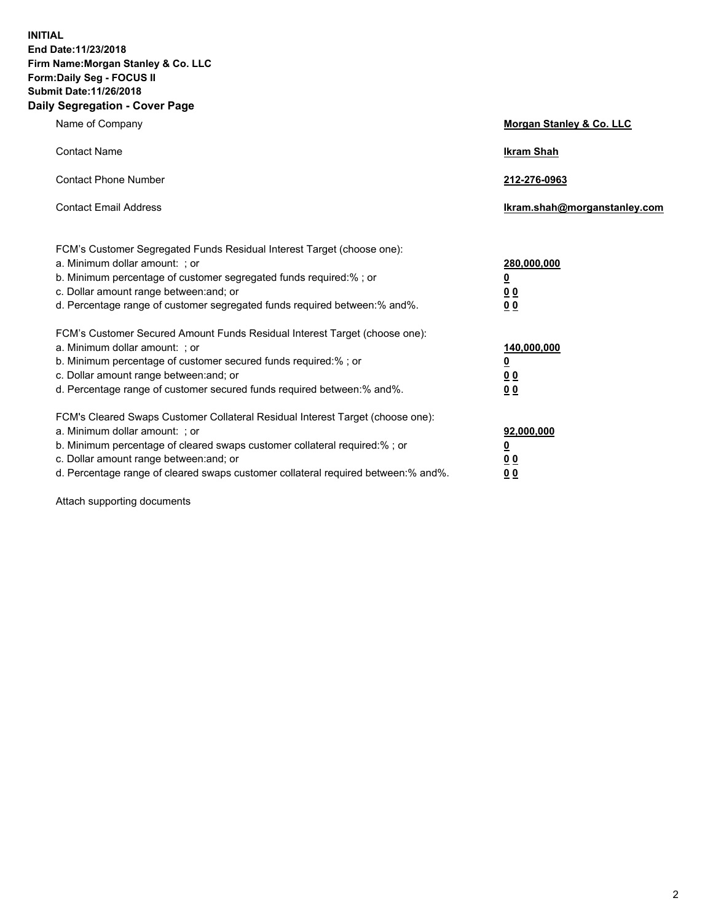**INITIAL**
**End Date:11/23/2018**
**Firm Name:Morgan Stanley & Co. LLC**
**Form:Daily Seg - FOCUS II**
**Submit Date:11/26/2018**
**Daily Segregation - Cover Page**

| | |
|---|---|
| Name of Company | **Morgan Stanley & Co. LLC** |
| Contact Name | **Ikram Shah** |
| Contact Phone Number | **212-276-0963** |
| Contact Email Address | **Ikram.shah@morganstanley.com** |

| | |
|---|---|
| FCM's Customer Segregated Funds Residual Interest Target (choose one): | |
| a. Minimum dollar amount: ; or | **280,000,000** |
| b. Minimum percentage of customer segregated funds required:% ; or | **0** |
| c. Dollar amount range between:and; or | **0 0** |
| d. Percentage range of customer segregated funds required between:% and%. | **0 0** |
| FCM's Customer Secured Amount Funds Residual Interest Target (choose one): | |
| a. Minimum dollar amount: ; or | **140,000,000** |
| b. Minimum percentage of customer secured funds required:% ; or | **0** |
| c. Dollar amount range between:and; or | **0 0** |
| d. Percentage range of customer secured funds required between:% and%. | **0 0** |
| FCM's Cleared Swaps Customer Collateral Residual Interest Target (choose one): | |
| a. Minimum dollar amount: ; or | **92,000,000** |
| b. Minimum percentage of cleared swaps customer collateral required:% ; or | **0** |
| c. Dollar amount range between:and; or | **0 0** |
| d. Percentage range of cleared swaps customer collateral required between:% and%. | **0 0** |

Attach supporting documents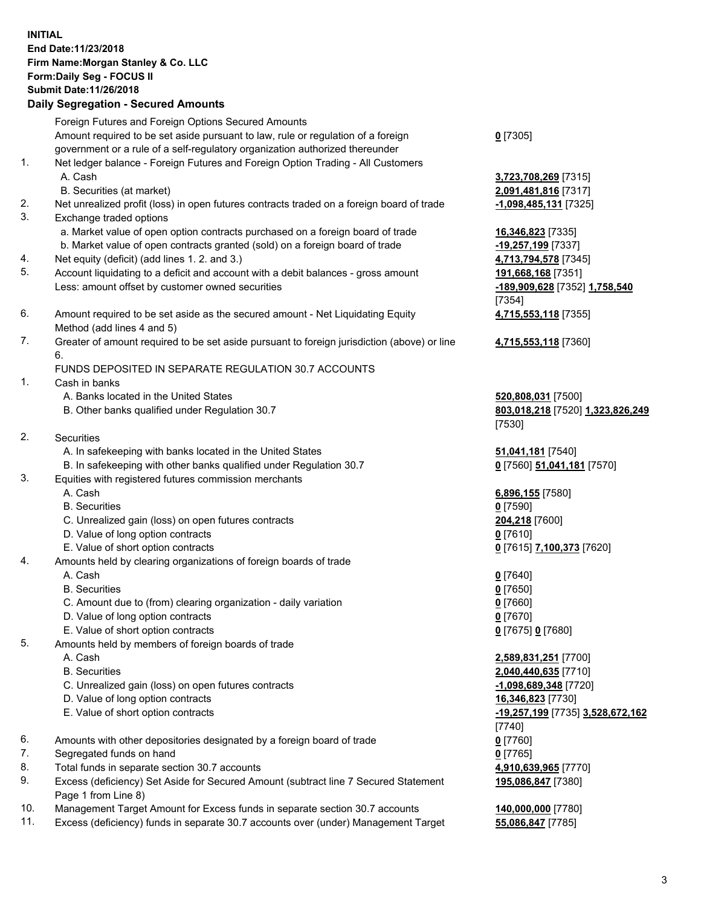**INITIAL**
**End Date:11/23/2018**
**Firm Name:Morgan Stanley & Co. LLC**
**Form:Daily Seg - FOCUS II**
**Submit Date:11/26/2018**

**Daily Segregation - Secured Amounts**

| | | |
|---|---|---|
| | Foreign Futures and Foreign Options Secured Amounts | |
| | Amount required to be set aside pursuant to law, rule or regulation of a foreign government or a rule of a self-regulatory organization authorized thereunder | **0** [7305] |
| 1. | Net ledger balance - Foreign Futures and Foreign Option Trading - All Customers | |
| | A. Cash | **3,723,708,269** [7315] |
| | B. Securities (at market) | **2,091,481,816** [7317] |
| 2. | Net unrealized profit (loss) in open futures contracts traded on a foreign board of trade | **-1,098,485,131** [7325] |
| 3. | Exchange traded options | |
| | a. Market value of open option contracts purchased on a foreign board of trade | **16,346,823** [7335] |
| | b. Market value of open contracts granted (sold) on a foreign board of trade | **-19,257,199** [7337] |
| 4. | Net equity (deficit) (add lines 1. 2. and 3.) | **4,713,794,578** [7345] |
| 5. | Account liquidating to a deficit and account with a debit balances - gross amount | **191,668,168** [7351] |
| | Less: amount offset by customer owned securities | **-189,909,628** [7352] **1,758,540** [7354] |
| 6. | Amount required to be set aside as the secured amount - Net Liquidating Equity Method (add lines 4 and 5) | **4,715,553,118** [7355] |
| 7. | Greater of amount required to be set aside pursuant to foreign jurisdiction (above) or line 6. | **4,715,553,118** [7360] |
| | FUNDS DEPOSITED IN SEPARATE REGULATION 30.7 ACCOUNTS | |
| 1. | Cash in banks | |
| | A. Banks located in the United States | **520,808,031** [7500] |
| | B. Other banks qualified under Regulation 30.7 | **803,018,218** [7520] **1,323,826,249** [7530] |
| 2. | Securities | |
| | A. In safekeeping with banks located in the United States | **51,041,181** [7540] |
| | B. In safekeeping with other banks qualified under Regulation 30.7 | **0** [7560] **51,041,181** [7570] |
| 3. | Equities with registered futures commission merchants | |
| | A. Cash | **6,896,155** [7580] |
| | B. Securities | **0** [7590] |
| | C. Unrealized gain (loss) on open futures contracts | **204,218** [7600] |
| | D. Value of long option contracts | **0** [7610] |
| | E. Value of short option contracts | **0** [7615] **7,100,373** [7620] |
| 4. | Amounts held by clearing organizations of foreign boards of trade | |
| | A. Cash | **0** [7640] |
| | B. Securities | **0** [7650] |
| | C. Amount due to (from) clearing organization - daily variation | **0** [7660] |
| | D. Value of long option contracts | **0** [7670] |
| | E. Value of short option contracts | **0** [7675] **0** [7680] |
| 5. | Amounts held by members of foreign boards of trade | |
| | A. Cash | **2,589,831,251** [7700] |
| | B. Securities | **2,040,440,635** [7710] |
| | C. Unrealized gain (loss) on open futures contracts | **-1,098,689,348** [7720] |
| | D. Value of long option contracts | **16,346,823** [7730] |
| | E. Value of short option contracts | **-19,257,199** [7735] **3,528,672,162** [7740] |
| 6. | Amounts with other depositories designated by a foreign board of trade | **0** [7760] |
| 7. | Segregated funds on hand | **0** [7765] |
| 8. | Total funds in separate section 30.7 accounts | **4,910,639,965** [7770] |
| 9. | Excess (deficiency) Set Aside for Secured Amount (subtract line 7 Secured Statement Page 1 from Line 8) | **195,086,847** [7380] |
| 10. | Management Target Amount for Excess funds in separate section 30.7 accounts | **140,000,000** [7780] |
| 11. | Excess (deficiency) funds in separate 30.7 accounts over (under) Management Target | **55,086,847** [7785] |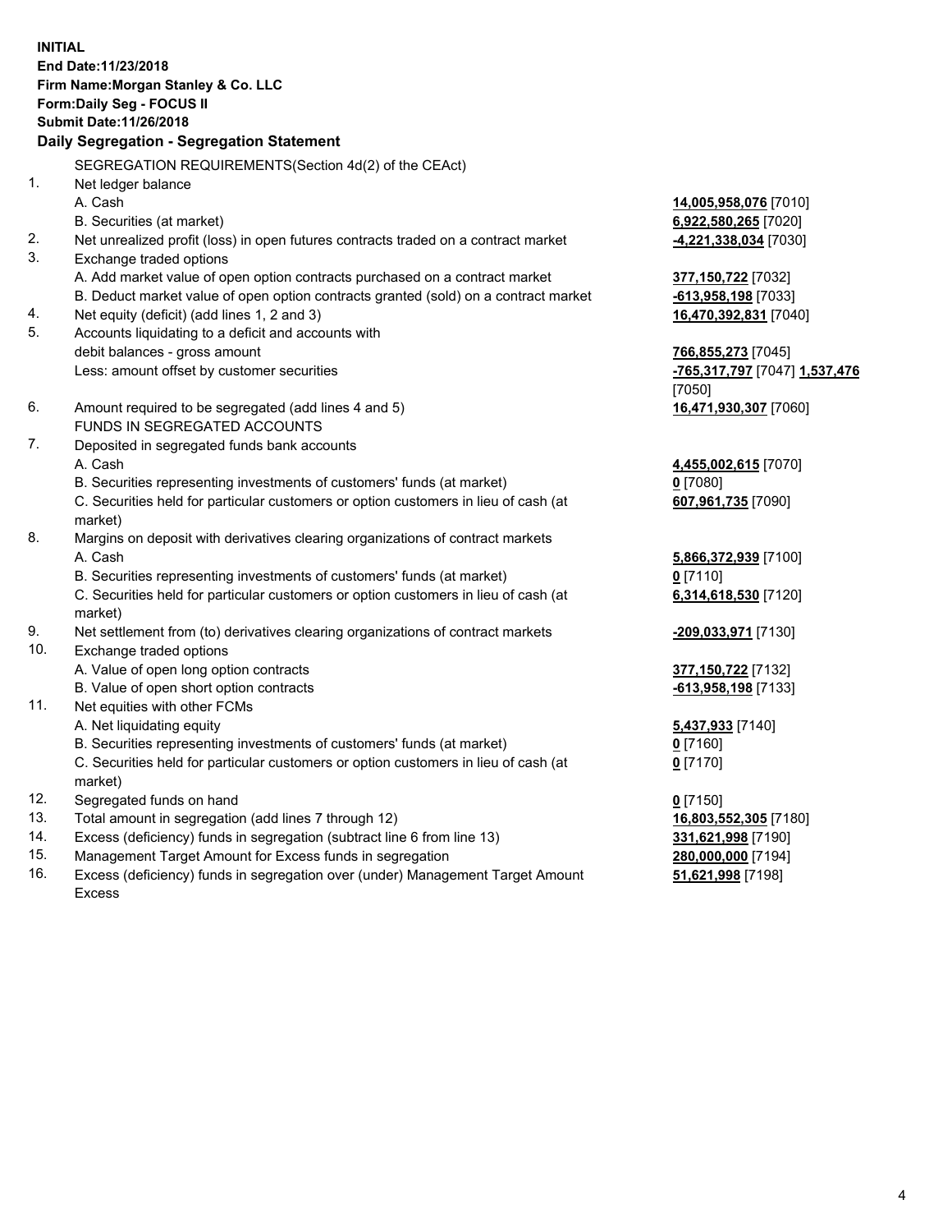**INITIAL**
**End Date:11/23/2018**
**Firm Name:Morgan Stanley & Co. LLC**
**Form:Daily Seg - FOCUS II**
**Submit Date:11/26/2018**

## Daily Segregation - Segregation Statement

SEGREGATION REQUIREMENTS(Section 4d(2) of the CEAct)

| | | |
|---|---|---|
| 1. | Net ledger balance | |
| | A. Cash | **14,005,958,076** [7010] |
| | B. Securities (at market) | **6,922,580,265** [7020] |
| 2. | Net unrealized profit (loss) in open futures contracts traded on a contract market | **-4,221,338,034** [7030] |
| 3. | Exchange traded options | |
| | A. Add market value of open option contracts purchased on a contract market | **377,150,722** [7032] |
| | B. Deduct market value of open option contracts granted (sold) on a contract market | **-613,958,198** [7033] |
| 4. | Net equity (deficit) (add lines 1, 2 and 3) | **16,470,392,831** [7040] |
| 5. | Accounts liquidating to a deficit and accounts with debit balances - gross amount | **766,855,273** [7045] |
| | Less: amount offset by customer securities | **-765,317,797** [7047] **1,537,476** [7050] |
| 6. | Amount required to be segregated (add lines 4 and 5) | **16,471,930,307** [7060] |
| | FUNDS IN SEGREGATED ACCOUNTS | |
| 7. | Deposited in segregated funds bank accounts | |
| | A. Cash | **4,455,002,615** [7070] |
| | B. Securities representing investments of customers' funds (at market) | **0** [7080] |
| | C. Securities held for particular customers or option customers in lieu of cash (at market) | **607,961,735** [7090] |
| 8. | Margins on deposit with derivatives clearing organizations of contract markets | |
| | A. Cash | **5,866,372,939** [7100] |
| | B. Securities representing investments of customers' funds (at market) | **0** [7110] |
| | C. Securities held for particular customers or option customers in lieu of cash (at market) | **6,314,618,530** [7120] |
| 9. | Net settlement from (to) derivatives clearing organizations of contract markets | **-209,033,971** [7130] |
| 10. | Exchange traded options | |
| | A. Value of open long option contracts | **377,150,722** [7132] |
| | B. Value of open short option contracts | **-613,958,198** [7133] |
| 11. | Net equities with other FCMs | |
| | A. Net liquidating equity | **5,437,933** [7140] |
| | B. Securities representing investments of customers' funds (at market) | **0** [7160] |
| | C. Securities held for particular customers or option customers in lieu of cash (at market) | **0** [7170] |
| 12. | Segregated funds on hand | **0** [7150] |
| 13. | Total amount in segregation (add lines 7 through 12) | **16,803,552,305** [7180] |
| 14. | Excess (deficiency) funds in segregation (subtract line 6 from line 13) | **331,621,998** [7190] |
| 15. | Management Target Amount for Excess funds in segregation | **280,000,000** [7194] |
| 16. | Excess (deficiency) funds in segregation over (under) Management Target Amount Excess | **51,621,998** [7198] |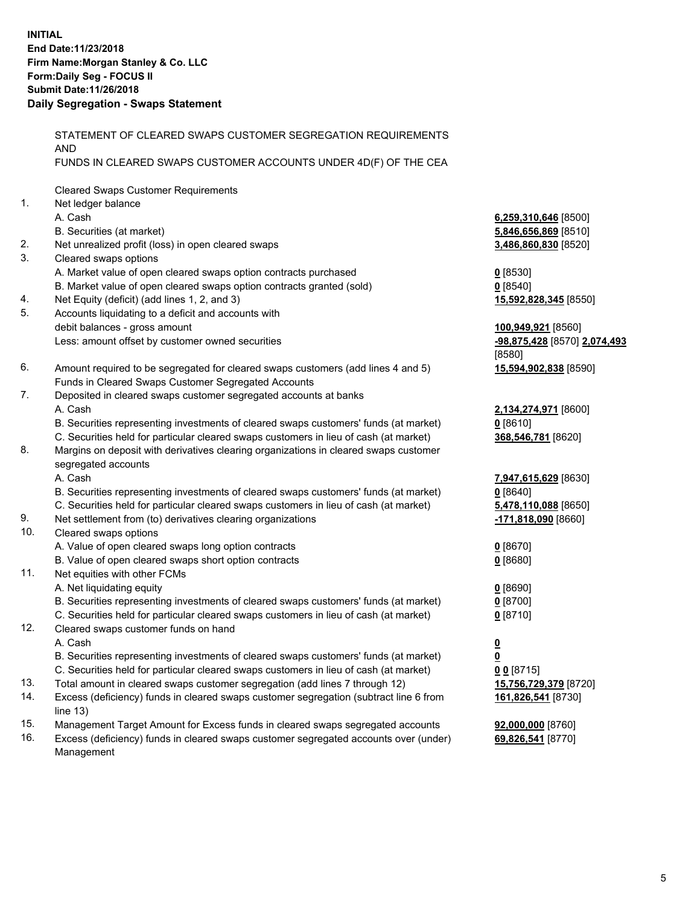**INITIAL**
**End Date:11/23/2018**
**Firm Name:Morgan Stanley & Co. LLC**
**Form:Daily Seg - FOCUS II**
**Submit Date:11/26/2018**
**Daily Segregation - Swaps Statement**

STATEMENT OF CLEARED SWAPS CUSTOMER SEGREGATION REQUIREMENTS AND FUNDS IN CLEARED SWAPS CUSTOMER ACCOUNTS UNDER 4D(F) OF THE CEA

| | | |
|---|---|---|
| | Cleared Swaps Customer Requirements | |
| 1. | Net ledger balance | |
| | A. Cash | **6,259,310,646** [8500] |
| | B. Securities (at market) | **5,846,656,869** [8510] |
| 2. | Net unrealized profit (loss) in open cleared swaps | **3,486,860,830** [8520] |
| 3. | Cleared swaps options | |
| | A. Market value of open cleared swaps option contracts purchased | **0** [8530] |
| | B. Market value of open cleared swaps option contracts granted (sold) | **0** [8540] |
| 4. | Net Equity (deficit) (add lines 1, 2, and 3) | **15,592,828,345** [8550] |
| 5. | Accounts liquidating to a deficit and accounts with debit balances - gross amount | **100,949,921** [8560] |
| | Less: amount offset by customer owned securities | **-98,875,428** [8570] **2,074,493** [8580] |
| 6. | Amount required to be segregated for cleared swaps customers (add lines 4 and 5) | **15,594,902,838** [8590] |
| | Funds in Cleared Swaps Customer Segregated Accounts | |
| 7. | Deposited in cleared swaps customer segregated accounts at banks | |
| | A. Cash | **2,134,274,971** [8600] |
| | B. Securities representing investments of cleared swaps customers' funds (at market) | **0** [8610] |
| | C. Securities held for particular cleared swaps customers in lieu of cash (at market) | **368,546,781** [8620] |
| 8. | Margins on deposit with derivatives clearing organizations in cleared swaps customer segregated accounts | |
| | A. Cash | **7,947,615,629** [8630] |
| | B. Securities representing investments of cleared swaps customers' funds (at market) | **0** [8640] |
| | C. Securities held for particular cleared swaps customers in lieu of cash (at market) | **5,478,110,088** [8650] |
| 9. | Net settlement from (to) derivatives clearing organizations | **-171,818,090** [8660] |
| 10. | Cleared swaps options | |
| | A. Value of open cleared swaps long option contracts | **0** [8670] |
| | B. Value of open cleared swaps short option contracts | **0** [8680] |
| 11. | Net equities with other FCMs | |
| | A. Net liquidating equity | **0** [8690] |
| | B. Securities representing investments of cleared swaps customers' funds (at market) | **0** [8700] |
| | C. Securities held for particular cleared swaps customers in lieu of cash (at market) | **0** [8710] |
| 12. | Cleared swaps customer funds on hand | |
| | A. Cash | **0** |
| | B. Securities representing investments of cleared swaps customers' funds (at market) | **0** |
| | C. Securities held for particular cleared swaps customers in lieu of cash (at market) | **0** **0** [8715] |
| 13. | Total amount in cleared swaps customer segregation (add lines 7 through 12) | **15,756,729,379** [8720] |
| 14. | Excess (deficiency) funds in cleared swaps customer segregation (subtract line 6 from line 13) | **161,826,541** [8730] |
| 15. | Management Target Amount for Excess funds in cleared swaps segregated accounts | **92,000,000** [8760] |
| 16. | Excess (deficiency) funds in cleared swaps customer segregated accounts over (under) Management | **69,826,541** [8770] |